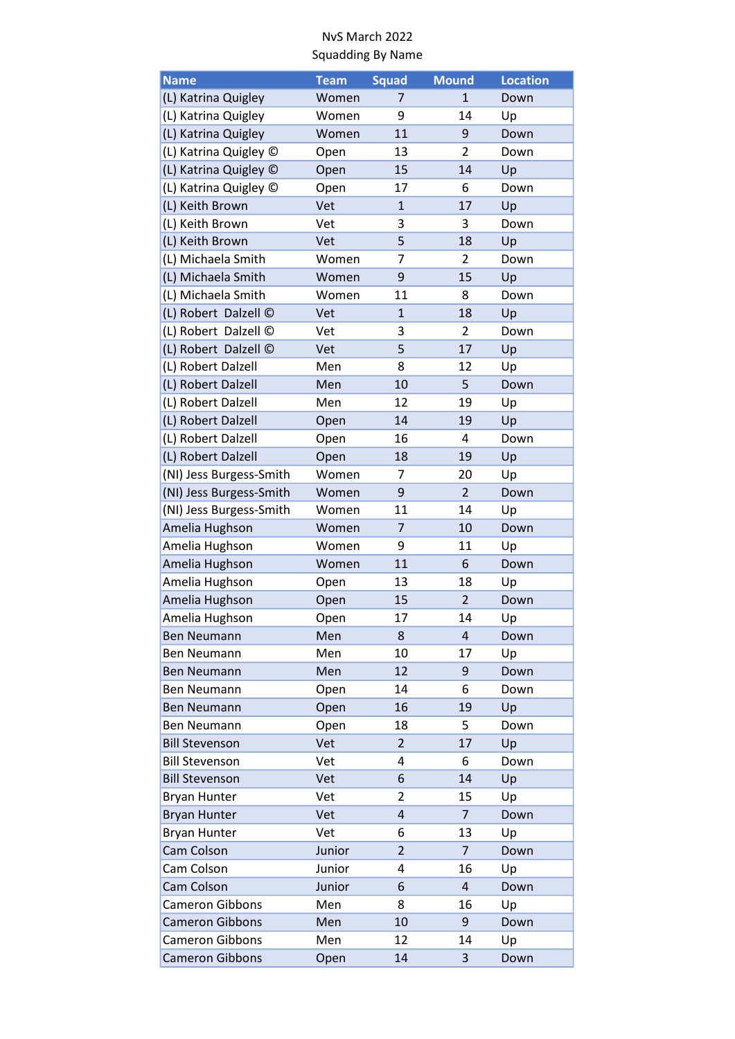NvS March 2022

Squadding By Name

| Name | Team | Squad | Mound | Location |
|---|---|---|---|---|
| (L) Katrina Quigley | Women | 7 | 1 | Down |
| (L) Katrina Quigley | Women | 9 | 14 | Up |
| (L) Katrina Quigley | Women | 11 | 9 | Down |
| (L) Katrina Quigley © | Open | 13 | 2 | Down |
| (L) Katrina Quigley © | Open | 15 | 14 | Up |
| (L) Katrina Quigley © | Open | 17 | 6 | Down |
| (L) Keith Brown | Vet | 1 | 17 | Up |
| (L) Keith Brown | Vet | 3 | 3 | Down |
| (L) Keith Brown | Vet | 5 | 18 | Up |
| (L) Michaela Smith | Women | 7 | 2 | Down |
| (L) Michaela Smith | Women | 9 | 15 | Up |
| (L) Michaela Smith | Women | 11 | 8 | Down |
| (L) Robert Dalzell © | Vet | 1 | 18 | Up |
| (L) Robert Dalzell © | Vet | 3 | 2 | Down |
| (L) Robert Dalzell © | Vet | 5 | 17 | Up |
| (L) Robert Dalzell | Men | 8 | 12 | Up |
| (L) Robert Dalzell | Men | 10 | 5 | Down |
| (L) Robert Dalzell | Men | 12 | 19 | Up |
| (L) Robert Dalzell | Open | 14 | 19 | Up |
| (L) Robert Dalzell | Open | 16 | 4 | Down |
| (L) Robert Dalzell | Open | 18 | 19 | Up |
| (NI) Jess Burgess-Smith | Women | 7 | 20 | Up |
| (NI) Jess Burgess-Smith | Women | 9 | 2 | Down |
| (NI) Jess Burgess-Smith | Women | 11 | 14 | Up |
| Amelia Hughson | Women | 7 | 10 | Down |
| Amelia Hughson | Women | 9 | 11 | Up |
| Amelia Hughson | Women | 11 | 6 | Down |
| Amelia Hughson | Open | 13 | 18 | Up |
| Amelia Hughson | Open | 15 | 2 | Down |
| Amelia Hughson | Open | 17 | 14 | Up |
| Ben Neumann | Men | 8 | 4 | Down |
| Ben Neumann | Men | 10 | 17 | Up |
| Ben Neumann | Men | 12 | 9 | Down |
| Ben Neumann | Open | 14 | 6 | Down |
| Ben Neumann | Open | 16 | 19 | Up |
| Ben Neumann | Open | 18 | 5 | Down |
| Bill Stevenson | Vet | 2 | 17 | Up |
| Bill Stevenson | Vet | 4 | 6 | Down |
| Bill Stevenson | Vet | 6 | 14 | Up |
| Bryan Hunter | Vet | 2 | 15 | Up |
| Bryan Hunter | Vet | 4 | 7 | Down |
| Bryan Hunter | Vet | 6 | 13 | Up |
| Cam Colson | Junior | 2 | 7 | Down |
| Cam Colson | Junior | 4 | 16 | Up |
| Cam Colson | Junior | 6 | 4 | Down |
| Cameron Gibbons | Men | 8 | 16 | Up |
| Cameron Gibbons | Men | 10 | 9 | Down |
| Cameron Gibbons | Men | 12 | 14 | Up |
| Cameron Gibbons | Open | 14 | 3 | Down |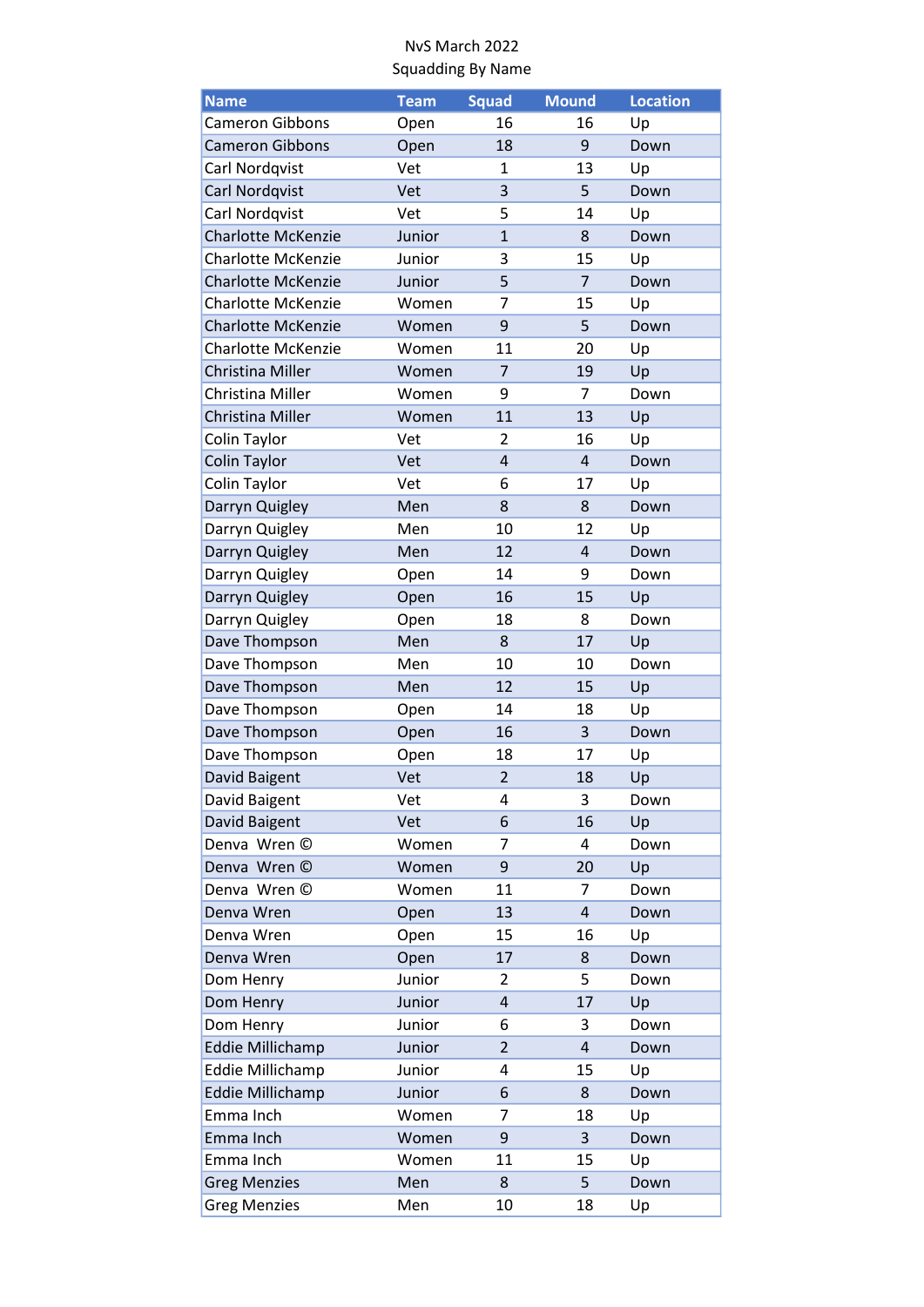NvS March 2022

Squadding By Name

| Name | Team | Squad | Mound | Location |
| --- | --- | --- | --- | --- |
| Cameron Gibbons | Open | 16 | 16 | Up |
| Cameron Gibbons | Open | 18 | 9 | Down |
| Carl Nordqvist | Vet | 1 | 13 | Up |
| Carl Nordqvist | Vet | 3 | 5 | Down |
| Carl Nordqvist | Vet | 5 | 14 | Up |
| Charlotte McKenzie | Junior | 1 | 8 | Down |
| Charlotte McKenzie | Junior | 3 | 15 | Up |
| Charlotte McKenzie | Junior | 5 | 7 | Down |
| Charlotte McKenzie | Women | 7 | 15 | Up |
| Charlotte McKenzie | Women | 9 | 5 | Down |
| Charlotte McKenzie | Women | 11 | 20 | Up |
| Christina Miller | Women | 7 | 19 | Up |
| Christina Miller | Women | 9 | 7 | Down |
| Christina Miller | Women | 11 | 13 | Up |
| Colin Taylor | Vet | 2 | 16 | Up |
| Colin Taylor | Vet | 4 | 4 | Down |
| Colin Taylor | Vet | 6 | 17 | Up |
| Darryn Quigley | Men | 8 | 8 | Down |
| Darryn Quigley | Men | 10 | 12 | Up |
| Darryn Quigley | Men | 12 | 4 | Down |
| Darryn Quigley | Open | 14 | 9 | Down |
| Darryn Quigley | Open | 16 | 15 | Up |
| Darryn Quigley | Open | 18 | 8 | Down |
| Dave Thompson | Men | 8 | 17 | Up |
| Dave Thompson | Men | 10 | 10 | Down |
| Dave Thompson | Men | 12 | 15 | Up |
| Dave Thompson | Open | 14 | 18 | Up |
| Dave Thompson | Open | 16 | 3 | Down |
| Dave Thompson | Open | 18 | 17 | Up |
| David Baigent | Vet | 2 | 18 | Up |
| David Baigent | Vet | 4 | 3 | Down |
| David Baigent | Vet | 6 | 16 | Up |
| Denva Wren © | Women | 7 | 4 | Down |
| Denva Wren © | Women | 9 | 20 | Up |
| Denva Wren © | Women | 11 | 7 | Down |
| Denva Wren | Open | 13 | 4 | Down |
| Denva Wren | Open | 15 | 16 | Up |
| Denva Wren | Open | 17 | 8 | Down |
| Dom Henry | Junior | 2 | 5 | Down |
| Dom Henry | Junior | 4 | 17 | Up |
| Dom Henry | Junior | 6 | 3 | Down |
| Eddie Millichamp | Junior | 2 | 4 | Down |
| Eddie Millichamp | Junior | 4 | 15 | Up |
| Eddie Millichamp | Junior | 6 | 8 | Down |
| Emma Inch | Women | 7 | 18 | Up |
| Emma Inch | Women | 9 | 3 | Down |
| Emma Inch | Women | 11 | 15 | Up |
| Greg Menzies | Men | 8 | 5 | Down |
| Greg Menzies | Men | 10 | 18 | Up |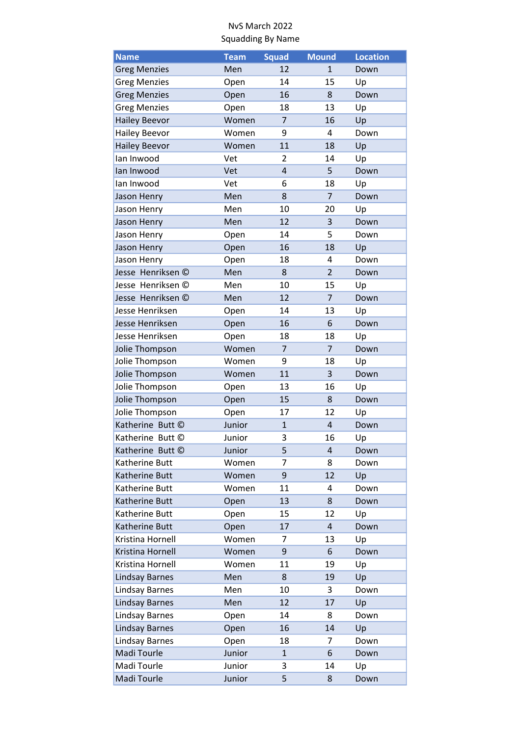NvS March 2022

Squadding By Name

| Name | Team | Squad | Mound | Location |
|---|---|---|---|---|
| Greg Menzies | Men | 12 | 1 | Down |
| Greg Menzies | Open | 14 | 15 | Up |
| Greg Menzies | Open | 16 | 8 | Down |
| Greg Menzies | Open | 18 | 13 | Up |
| Hailey Beevor | Women | 7 | 16 | Up |
| Hailey Beevor | Women | 9 | 4 | Down |
| Hailey Beevor | Women | 11 | 18 | Up |
| Ian Inwood | Vet | 2 | 14 | Up |
| Ian Inwood | Vet | 4 | 5 | Down |
| Ian Inwood | Vet | 6 | 18 | Up |
| Jason Henry | Men | 8 | 7 | Down |
| Jason Henry | Men | 10 | 20 | Up |
| Jason Henry | Men | 12 | 3 | Down |
| Jason Henry | Open | 14 | 5 | Down |
| Jason Henry | Open | 16 | 18 | Up |
| Jason Henry | Open | 18 | 4 | Down |
| Jesse Henriksen © | Men | 8 | 2 | Down |
| Jesse Henriksen © | Men | 10 | 15 | Up |
| Jesse Henriksen © | Men | 12 | 7 | Down |
| Jesse Henriksen | Open | 14 | 13 | Up |
| Jesse Henriksen | Open | 16 | 6 | Down |
| Jesse Henriksen | Open | 18 | 18 | Up |
| Jolie Thompson | Women | 7 | 7 | Down |
| Jolie Thompson | Women | 9 | 18 | Up |
| Jolie Thompson | Women | 11 | 3 | Down |
| Jolie Thompson | Open | 13 | 16 | Up |
| Jolie Thompson | Open | 15 | 8 | Down |
| Jolie Thompson | Open | 17 | 12 | Up |
| Katherine Butt © | Junior | 1 | 4 | Down |
| Katherine Butt © | Junior | 3 | 16 | Up |
| Katherine Butt © | Junior | 5 | 4 | Down |
| Katherine Butt | Women | 7 | 8 | Down |
| Katherine Butt | Women | 9 | 12 | Up |
| Katherine Butt | Women | 11 | 4 | Down |
| Katherine Butt | Open | 13 | 8 | Down |
| Katherine Butt | Open | 15 | 12 | Up |
| Katherine Butt | Open | 17 | 4 | Down |
| Kristina Hornell | Women | 7 | 13 | Up |
| Kristina Hornell | Women | 9 | 6 | Down |
| Kristina Hornell | Women | 11 | 19 | Up |
| Lindsay Barnes | Men | 8 | 19 | Up |
| Lindsay Barnes | Men | 10 | 3 | Down |
| Lindsay Barnes | Men | 12 | 17 | Up |
| Lindsay Barnes | Open | 14 | 8 | Down |
| Lindsay Barnes | Open | 16 | 14 | Up |
| Lindsay Barnes | Open | 18 | 7 | Down |
| Madi Tourle | Junior | 1 | 6 | Down |
| Madi Tourle | Junior | 3 | 14 | Up |
| Madi Tourle | Junior | 5 | 8 | Down |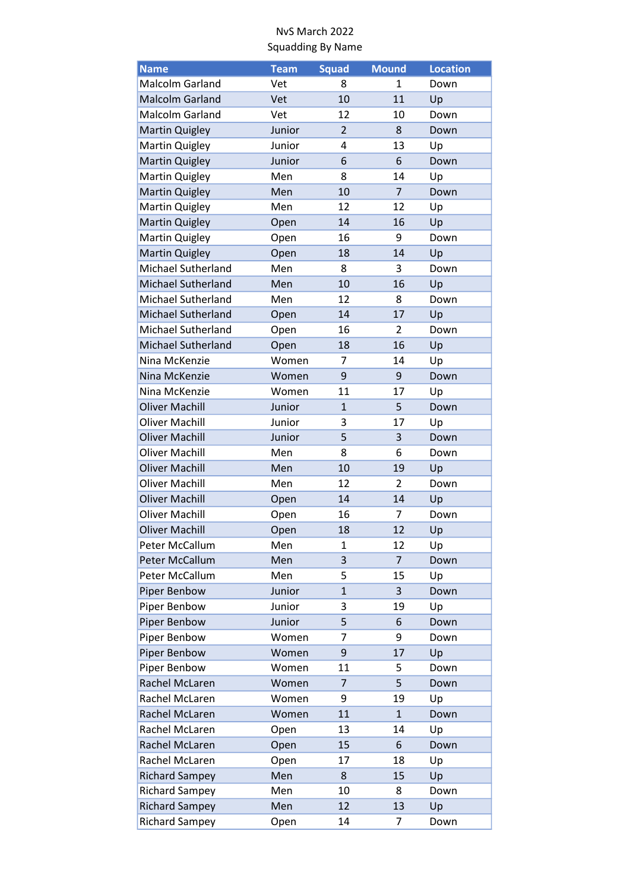NvS March 2022

Squadding By Name

| Name | Team | Squad | Mound | Location |
|---|---|---|---|---|
| Malcolm Garland | Vet | 8 | 1 | Down |
| Malcolm Garland | Vet | 10 | 11 | Up |
| Malcolm Garland | Vet | 12 | 10 | Down |
| Martin Quigley | Junior | 2 | 8 | Down |
| Martin Quigley | Junior | 4 | 13 | Up |
| Martin Quigley | Junior | 6 | 6 | Down |
| Martin Quigley | Men | 8 | 14 | Up |
| Martin Quigley | Men | 10 | 7 | Down |
| Martin Quigley | Men | 12 | 12 | Up |
| Martin Quigley | Open | 14 | 16 | Up |
| Martin Quigley | Open | 16 | 9 | Down |
| Martin Quigley | Open | 18 | 14 | Up |
| Michael Sutherland | Men | 8 | 3 | Down |
| Michael Sutherland | Men | 10 | 16 | Up |
| Michael Sutherland | Men | 12 | 8 | Down |
| Michael Sutherland | Open | 14 | 17 | Up |
| Michael Sutherland | Open | 16 | 2 | Down |
| Michael Sutherland | Open | 18 | 16 | Up |
| Nina McKenzie | Women | 7 | 14 | Up |
| Nina McKenzie | Women | 9 | 9 | Down |
| Nina McKenzie | Women | 11 | 17 | Up |
| Oliver Machill | Junior | 1 | 5 | Down |
| Oliver Machill | Junior | 3 | 17 | Up |
| Oliver Machill | Junior | 5 | 3 | Down |
| Oliver Machill | Men | 8 | 6 | Down |
| Oliver Machill | Men | 10 | 19 | Up |
| Oliver Machill | Men | 12 | 2 | Down |
| Oliver Machill | Open | 14 | 14 | Up |
| Oliver Machill | Open | 16 | 7 | Down |
| Oliver Machill | Open | 18 | 12 | Up |
| Peter McCallum | Men | 1 | 12 | Up |
| Peter McCallum | Men | 3 | 7 | Down |
| Peter McCallum | Men | 5 | 15 | Up |
| Piper Benbow | Junior | 1 | 3 | Down |
| Piper Benbow | Junior | 3 | 19 | Up |
| Piper Benbow | Junior | 5 | 6 | Down |
| Piper Benbow | Women | 7 | 9 | Down |
| Piper Benbow | Women | 9 | 17 | Up |
| Piper Benbow | Women | 11 | 5 | Down |
| Rachel McLaren | Women | 7 | 5 | Down |
| Rachel McLaren | Women | 9 | 19 | Up |
| Rachel McLaren | Women | 11 | 1 | Down |
| Rachel McLaren | Open | 13 | 14 | Up |
| Rachel McLaren | Open | 15 | 6 | Down |
| Rachel McLaren | Open | 17 | 18 | Up |
| Richard Sampey | Men | 8 | 15 | Up |
| Richard Sampey | Men | 10 | 8 | Down |
| Richard Sampey | Men | 12 | 13 | Up |
| Richard Sampey | Open | 14 | 7 | Down |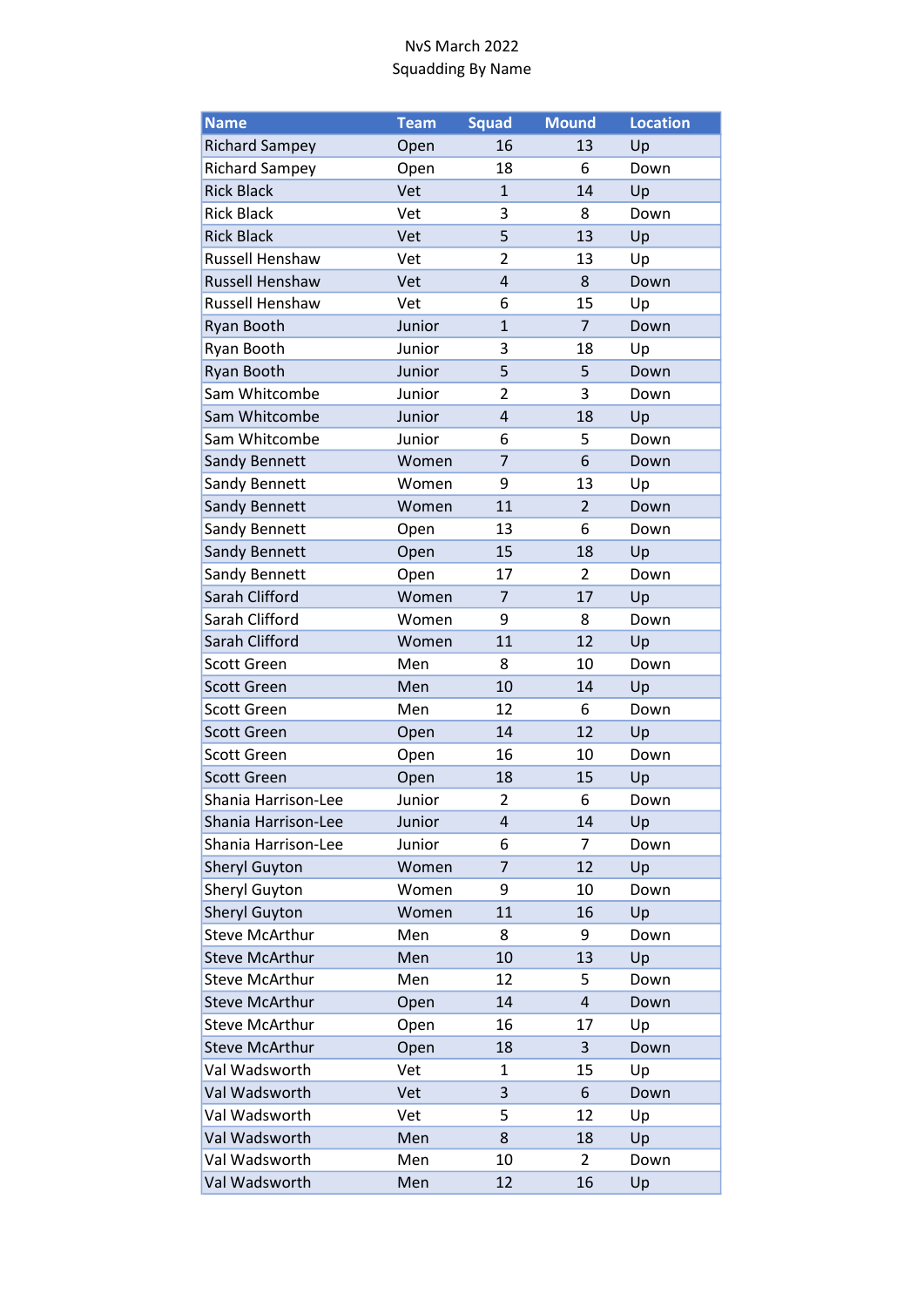NvS March 2022

Squadding By Name

| Name | Team | Squad | Mound | Location |
|---|---|---|---|---|
| Richard Sampey | Open | 16 | 13 | Up |
| Richard Sampey | Open | 18 | 6 | Down |
| Rick Black | Vet | 1 | 14 | Up |
| Rick Black | Vet | 3 | 8 | Down |
| Rick Black | Vet | 5 | 13 | Up |
| Russell Henshaw | Vet | 2 | 13 | Up |
| Russell Henshaw | Vet | 4 | 8 | Down |
| Russell Henshaw | Vet | 6 | 15 | Up |
| Ryan Booth | Junior | 1 | 7 | Down |
| Ryan Booth | Junior | 3 | 18 | Up |
| Ryan Booth | Junior | 5 | 5 | Down |
| Sam Whitcombe | Junior | 2 | 3 | Down |
| Sam Whitcombe | Junior | 4 | 18 | Up |
| Sam Whitcombe | Junior | 6 | 5 | Down |
| Sandy Bennett | Women | 7 | 6 | Down |
| Sandy Bennett | Women | 9 | 13 | Up |
| Sandy Bennett | Women | 11 | 2 | Down |
| Sandy Bennett | Open | 13 | 6 | Down |
| Sandy Bennett | Open | 15 | 18 | Up |
| Sandy Bennett | Open | 17 | 2 | Down |
| Sarah Clifford | Women | 7 | 17 | Up |
| Sarah Clifford | Women | 9 | 8 | Down |
| Sarah Clifford | Women | 11 | 12 | Up |
| Scott Green | Men | 8 | 10 | Down |
| Scott Green | Men | 10 | 14 | Up |
| Scott Green | Men | 12 | 6 | Down |
| Scott Green | Open | 14 | 12 | Up |
| Scott Green | Open | 16 | 10 | Down |
| Scott Green | Open | 18 | 15 | Up |
| Shania Harrison-Lee | Junior | 2 | 6 | Down |
| Shania Harrison-Lee | Junior | 4 | 14 | Up |
| Shania Harrison-Lee | Junior | 6 | 7 | Down |
| Sheryl Guyton | Women | 7 | 12 | Up |
| Sheryl Guyton | Women | 9 | 10 | Down |
| Sheryl Guyton | Women | 11 | 16 | Up |
| Steve McArthur | Men | 8 | 9 | Down |
| Steve McArthur | Men | 10 | 13 | Up |
| Steve McArthur | Men | 12 | 5 | Down |
| Steve McArthur | Open | 14 | 4 | Down |
| Steve McArthur | Open | 16 | 17 | Up |
| Steve McArthur | Open | 18 | 3 | Down |
| Val Wadsworth | Vet | 1 | 15 | Up |
| Val Wadsworth | Vet | 3 | 6 | Down |
| Val Wadsworth | Vet | 5 | 12 | Up |
| Val Wadsworth | Men | 8 | 18 | Up |
| Val Wadsworth | Men | 10 | 2 | Down |
| Val Wadsworth | Men | 12 | 16 | Up |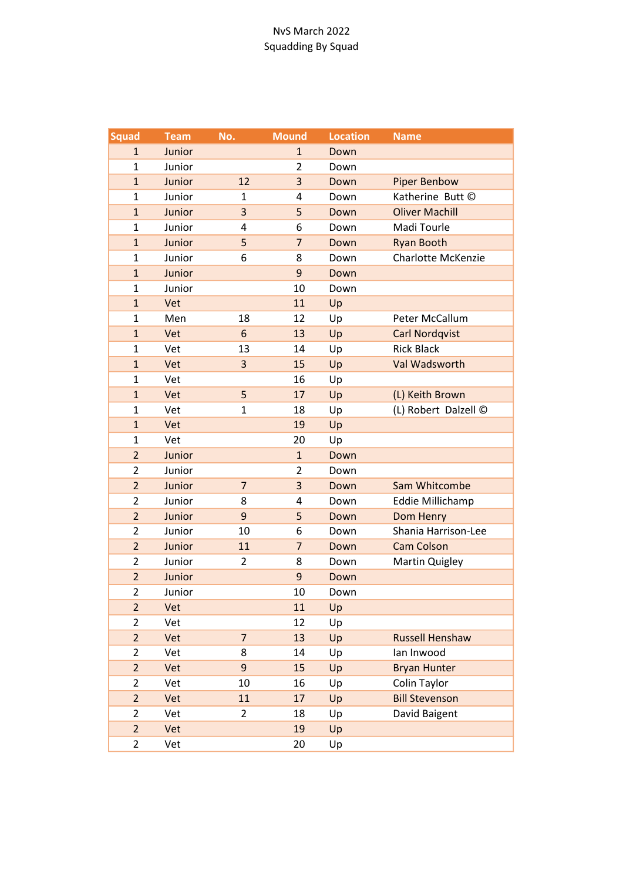NvS March 2022
Squadding By Squad

| Squad | Team | No. | Mound | Location | Name |
|---|---|---|---|---|---|
| 1 | Junior | | 1 | Down | |
| 1 | Junior | | 2 | Down | |
| 1 | Junior | 12 | 3 | Down | Piper Benbow |
| 1 | Junior | 1 | 4 | Down | Katherine Butt © |
| 1 | Junior | 3 | 5 | Down | Oliver Machill |
| 1 | Junior | 4 | 6 | Down | Madi Tourle |
| 1 | Junior | 5 | 7 | Down | Ryan Booth |
| 1 | Junior | 6 | 8 | Down | Charlotte McKenzie |
| 1 | Junior | | 9 | Down | |
| 1 | Junior | | 10 | Down | |
| 1 | Vet | | 11 | Up | |
| 1 | Men | 18 | 12 | Up | Peter McCallum |
| 1 | Vet | 6 | 13 | Up | Carl Nordqvist |
| 1 | Vet | 13 | 14 | Up | Rick Black |
| 1 | Vet | 3 | 15 | Up | Val Wadsworth |
| 1 | Vet | | 16 | Up | |
| 1 | Vet | 5 | 17 | Up | (L) Keith Brown |
| 1 | Vet | 1 | 18 | Up | (L) Robert Dalzell © |
| 1 | Vet | | 19 | Up | |
| 1 | Vet | | 20 | Up | |
| 2 | Junior | | 1 | Down | |
| 2 | Junior | | 2 | Down | |
| 2 | Junior | 7 | 3 | Down | Sam Whitcombe |
| 2 | Junior | 8 | 4 | Down | Eddie Millichamp |
| 2 | Junior | 9 | 5 | Down | Dom Henry |
| 2 | Junior | 10 | 6 | Down | Shania Harrison-Lee |
| 2 | Junior | 11 | 7 | Down | Cam Colson |
| 2 | Junior | 2 | 8 | Down | Martin Quigley |
| 2 | Junior | | 9 | Down | |
| 2 | Junior | | 10 | Down | |
| 2 | Vet | | 11 | Up | |
| 2 | Vet | | 12 | Up | |
| 2 | Vet | 7 | 13 | Up | Russell Henshaw |
| 2 | Vet | 8 | 14 | Up | Ian Inwood |
| 2 | Vet | 9 | 15 | Up | Bryan Hunter |
| 2 | Vet | 10 | 16 | Up | Colin Taylor |
| 2 | Vet | 11 | 17 | Up | Bill Stevenson |
| 2 | Vet | 2 | 18 | Up | David Baigent |
| 2 | Vet | | 19 | Up | |
| 2 | Vet | | 20 | Up | |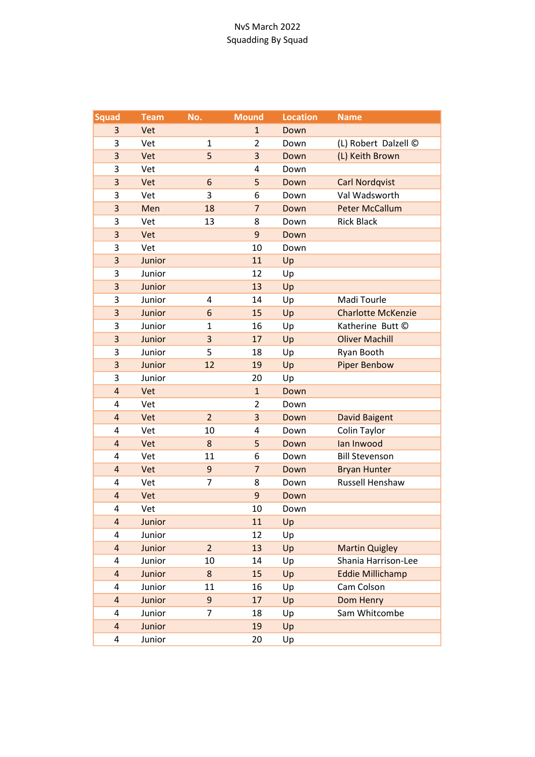NvS March 2022

Squadding By Squad

| Squad | Team | No. | Mound | Location | Name |
|---|---|---|---|---|---|
| 3 | Vet | | 1 | Down | |
| 3 | Vet | 1 | 2 | Down | (L) Robert Dalzell © |
| 3 | Vet | 5 | 3 | Down | (L) Keith Brown |
| 3 | Vet | | 4 | Down | |
| 3 | Vet | 6 | 5 | Down | Carl Nordqvist |
| 3 | Vet | 3 | 6 | Down | Val Wadsworth |
| 3 | Men | 18 | 7 | Down | Peter McCallum |
| 3 | Vet | 13 | 8 | Down | Rick Black |
| 3 | Vet | | 9 | Down | |
| 3 | Vet | | 10 | Down | |
| 3 | Junior | | 11 | Up | |
| 3 | Junior | | 12 | Up | |
| 3 | Junior | | 13 | Up | |
| 3 | Junior | 4 | 14 | Up | Madi Tourle |
| 3 | Junior | 6 | 15 | Up | Charlotte McKenzie |
| 3 | Junior | 1 | 16 | Up | Katherine Butt © |
| 3 | Junior | 3 | 17 | Up | Oliver Machill |
| 3 | Junior | 5 | 18 | Up | Ryan Booth |
| 3 | Junior | 12 | 19 | Up | Piper Benbow |
| 3 | Junior | | 20 | Up | |
| 4 | Vet | | 1 | Down | |
| 4 | Vet | | 2 | Down | |
| 4 | Vet | 2 | 3 | Down | David Baigent |
| 4 | Vet | 10 | 4 | Down | Colin Taylor |
| 4 | Vet | 8 | 5 | Down | Ian Inwood |
| 4 | Vet | 11 | 6 | Down | Bill Stevenson |
| 4 | Vet | 9 | 7 | Down | Bryan Hunter |
| 4 | Vet | 7 | 8 | Down | Russell Henshaw |
| 4 | Vet | | 9 | Down | |
| 4 | Vet | | 10 | Down | |
| 4 | Junior | | 11 | Up | |
| 4 | Junior | | 12 | Up | |
| 4 | Junior | 2 | 13 | Up | Martin Quigley |
| 4 | Junior | 10 | 14 | Up | Shania Harrison-Lee |
| 4 | Junior | 8 | 15 | Up | Eddie Millichamp |
| 4 | Junior | 11 | 16 | Up | Cam Colson |
| 4 | Junior | 9 | 17 | Up | Dom Henry |
| 4 | Junior | 7 | 18 | Up | Sam Whitcombe |
| 4 | Junior | | 19 | Up | |
| 4 | Junior | | 20 | Up | |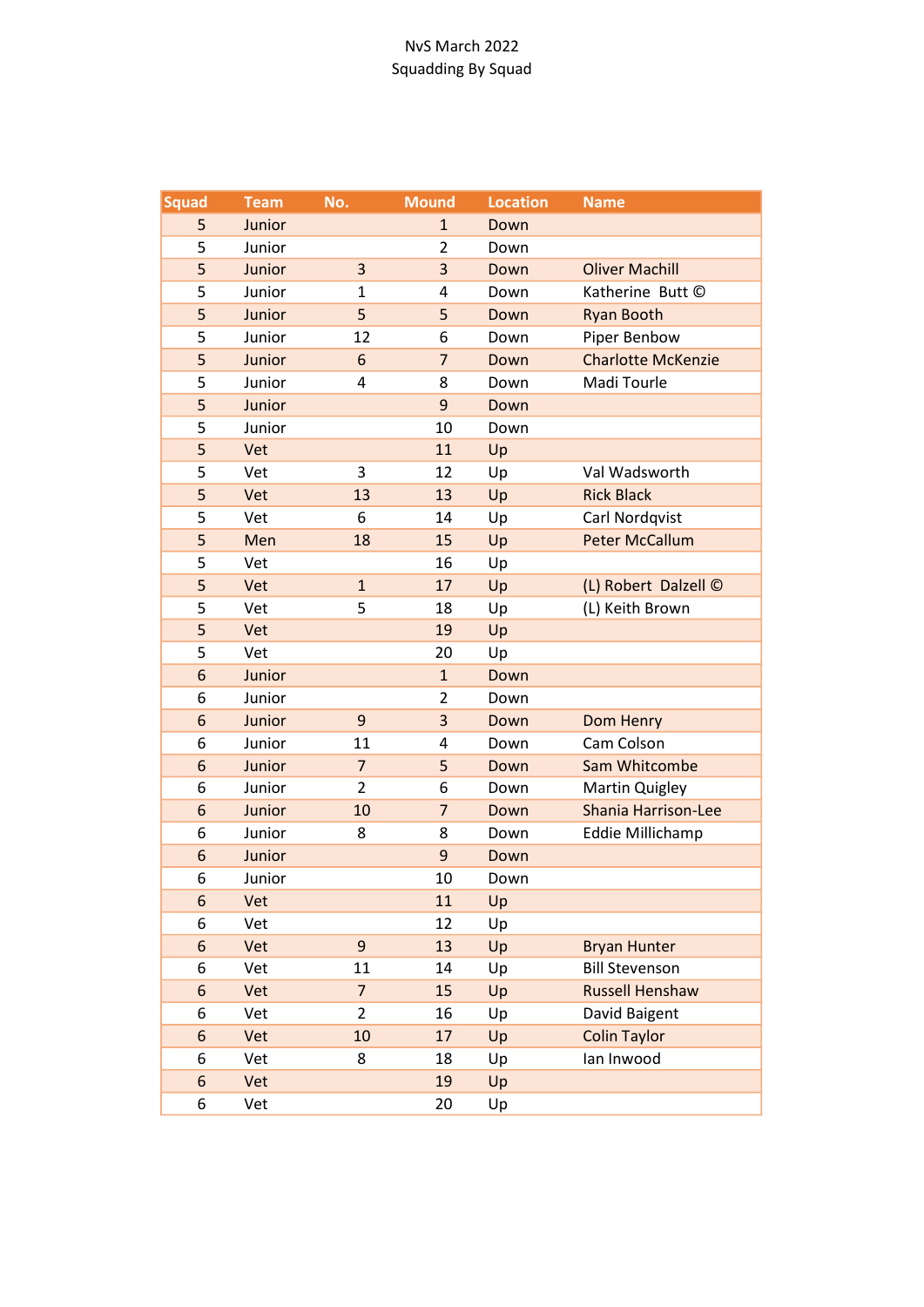NvS March 2022

Squadding By Squad

| Squad | Team | No. | Mound | Location | Name |
|---|---|---|---|---|---|
| 5 | Junior | | 1 | Down | |
| 5 | Junior | | 2 | Down | |
| 5 | Junior | 3 | 3 | Down | Oliver Machill |
| 5 | Junior | 1 | 4 | Down | Katherine Butt © |
| 5 | Junior | 5 | 5 | Down | Ryan Booth |
| 5 | Junior | 12 | 6 | Down | Piper Benbow |
| 5 | Junior | 6 | 7 | Down | Charlotte McKenzie |
| 5 | Junior | 4 | 8 | Down | Madi Tourle |
| 5 | Junior | | 9 | Down | |
| 5 | Junior | | 10 | Down | |
| 5 | Vet | | 11 | Up | |
| 5 | Vet | 3 | 12 | Up | Val Wadsworth |
| 5 | Vet | 13 | 13 | Up | Rick Black |
| 5 | Vet | 6 | 14 | Up | Carl Nordqvist |
| 5 | Men | 18 | 15 | Up | Peter McCallum |
| 5 | Vet | | 16 | Up | |
| 5 | Vet | 1 | 17 | Up | (L) Robert Dalzell © |
| 5 | Vet | 5 | 18 | Up | (L) Keith Brown |
| 5 | Vet | | 19 | Up | |
| 5 | Vet | | 20 | Up | |
| 6 | Junior | | 1 | Down | |
| 6 | Junior | | 2 | Down | |
| 6 | Junior | 9 | 3 | Down | Dom Henry |
| 6 | Junior | 11 | 4 | Down | Cam Colson |
| 6 | Junior | 7 | 5 | Down | Sam Whitcombe |
| 6 | Junior | 2 | 6 | Down | Martin Quigley |
| 6 | Junior | 10 | 7 | Down | Shania Harrison-Lee |
| 6 | Junior | 8 | 8 | Down | Eddie Millichamp |
| 6 | Junior | | 9 | Down | |
| 6 | Junior | | 10 | Down | |
| 6 | Vet | | 11 | Up | |
| 6 | Vet | | 12 | Up | |
| 6 | Vet | 9 | 13 | Up | Bryan Hunter |
| 6 | Vet | 11 | 14 | Up | Bill Stevenson |
| 6 | Vet | 7 | 15 | Up | Russell Henshaw |
| 6 | Vet | 2 | 16 | Up | David Baigent |
| 6 | Vet | 10 | 17 | Up | Colin Taylor |
| 6 | Vet | 8 | 18 | Up | Ian Inwood |
| 6 | Vet | | 19 | Up | |
| 6 | Vet | | 20 | Up | |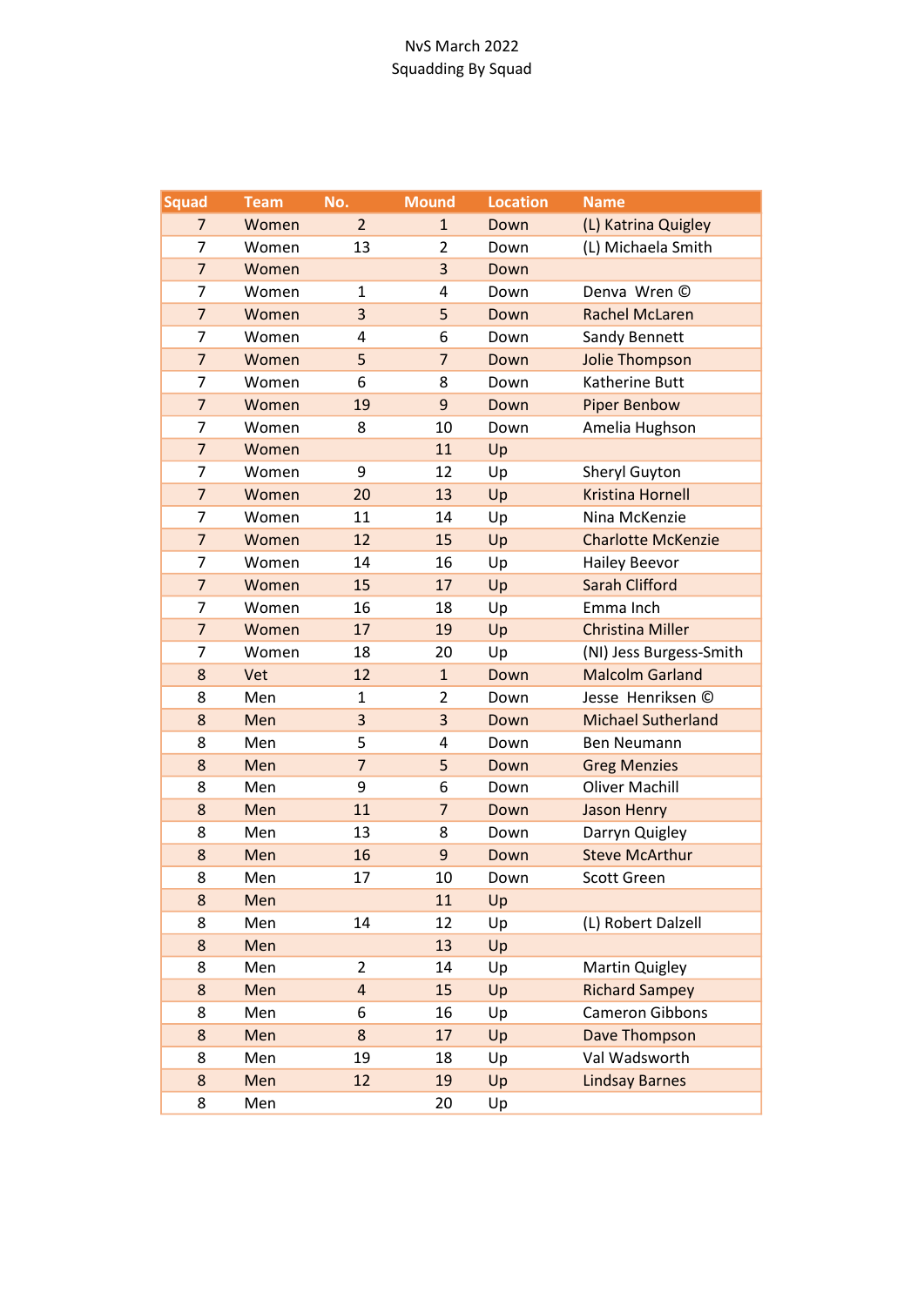NvS March 2022
Squadding By Squad

| Squad | Team | No. | Mound | Location | Name |
|---|---|---|---|---|---|
| 7 | Women | 2 | 1 | Down | (L) Katrina Quigley |
| 7 | Women | 13 | 2 | Down | (L) Michaela Smith |
| 7 | Women | | 3 | Down | |
| 7 | Women | 1 | 4 | Down | Denva Wren © |
| 7 | Women | 3 | 5 | Down | Rachel McLaren |
| 7 | Women | 4 | 6 | Down | Sandy Bennett |
| 7 | Women | 5 | 7 | Down | Jolie Thompson |
| 7 | Women | 6 | 8 | Down | Katherine Butt |
| 7 | Women | 19 | 9 | Down | Piper Benbow |
| 7 | Women | 8 | 10 | Down | Amelia Hughson |
| 7 | Women | | 11 | Up | |
| 7 | Women | 9 | 12 | Up | Sheryl Guyton |
| 7 | Women | 20 | 13 | Up | Kristina Hornell |
| 7 | Women | 11 | 14 | Up | Nina McKenzie |
| 7 | Women | 12 | 15 | Up | Charlotte McKenzie |
| 7 | Women | 14 | 16 | Up | Hailey Beevor |
| 7 | Women | 15 | 17 | Up | Sarah Clifford |
| 7 | Women | 16 | 18 | Up | Emma Inch |
| 7 | Women | 17 | 19 | Up | Christina Miller |
| 7 | Women | 18 | 20 | Up | (NI) Jess Burgess-Smith |
| 8 | Vet | 12 | 1 | Down | Malcolm Garland |
| 8 | Men | 1 | 2 | Down | Jesse Henriksen © |
| 8 | Men | 3 | 3 | Down | Michael Sutherland |
| 8 | Men | 5 | 4 | Down | Ben Neumann |
| 8 | Men | 7 | 5 | Down | Greg Menzies |
| 8 | Men | 9 | 6 | Down | Oliver Machill |
| 8 | Men | 11 | 7 | Down | Jason Henry |
| 8 | Men | 13 | 8 | Down | Darryn Quigley |
| 8 | Men | 16 | 9 | Down | Steve McArthur |
| 8 | Men | 17 | 10 | Down | Scott Green |
| 8 | Men | | 11 | Up | |
| 8 | Men | 14 | 12 | Up | (L) Robert Dalzell |
| 8 | Men | | 13 | Up | |
| 8 | Men | 2 | 14 | Up | Martin Quigley |
| 8 | Men | 4 | 15 | Up | Richard Sampey |
| 8 | Men | 6 | 16 | Up | Cameron Gibbons |
| 8 | Men | 8 | 17 | Up | Dave Thompson |
| 8 | Men | 19 | 18 | Up | Val Wadsworth |
| 8 | Men | 12 | 19 | Up | Lindsay Barnes |
| 8 | Men | | 20 | Up | |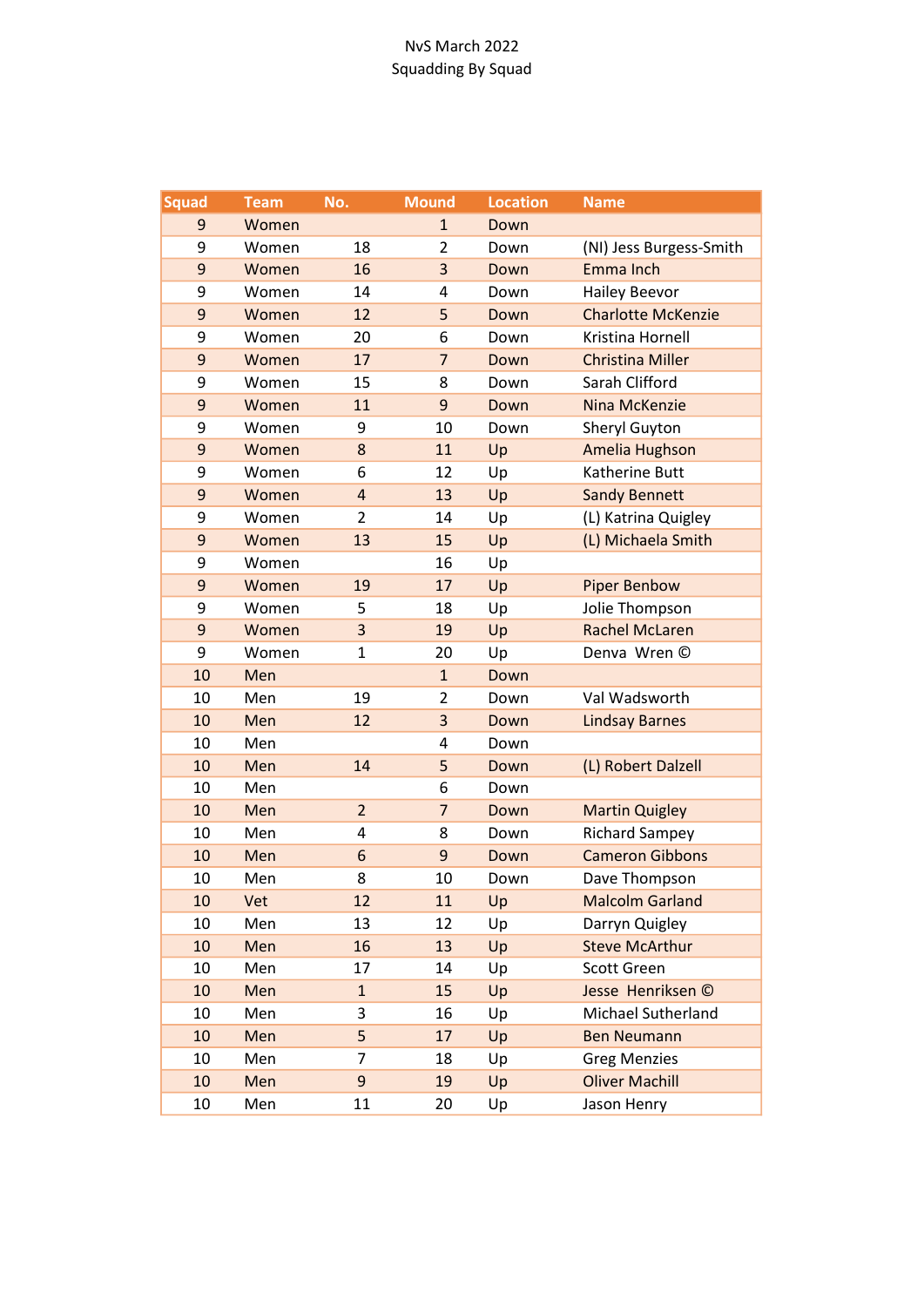NvS March 2022

Squadding By Squad

| Squad | Team | No. | Mound | Location | Name |
|---|---|---|---|---|---|
| 9 | Women | | 1 | Down | |
| 9 | Women | 18 | 2 | Down | (NI) Jess Burgess-Smith |
| 9 | Women | 16 | 3 | Down | Emma Inch |
| 9 | Women | 14 | 4 | Down | Hailey Beevor |
| 9 | Women | 12 | 5 | Down | Charlotte McKenzie |
| 9 | Women | 20 | 6 | Down | Kristina Hornell |
| 9 | Women | 17 | 7 | Down | Christina Miller |
| 9 | Women | 15 | 8 | Down | Sarah Clifford |
| 9 | Women | 11 | 9 | Down | Nina McKenzie |
| 9 | Women | 9 | 10 | Down | Sheryl Guyton |
| 9 | Women | 8 | 11 | Up | Amelia Hughson |
| 9 | Women | 6 | 12 | Up | Katherine Butt |
| 9 | Women | 4 | 13 | Up | Sandy Bennett |
| 9 | Women | 2 | 14 | Up | (L) Katrina Quigley |
| 9 | Women | 13 | 15 | Up | (L) Michaela Smith |
| 9 | Women | | 16 | Up | |
| 9 | Women | 19 | 17 | Up | Piper Benbow |
| 9 | Women | 5 | 18 | Up | Jolie Thompson |
| 9 | Women | 3 | 19 | Up | Rachel McLaren |
| 9 | Women | 1 | 20 | Up | Denva Wren © |
| 10 | Men | | 1 | Down | |
| 10 | Men | 19 | 2 | Down | Val Wadsworth |
| 10 | Men | 12 | 3 | Down | Lindsay Barnes |
| 10 | Men | | 4 | Down | |
| 10 | Men | 14 | 5 | Down | (L) Robert Dalzell |
| 10 | Men | | 6 | Down | |
| 10 | Men | 2 | 7 | Down | Martin Quigley |
| 10 | Men | 4 | 8 | Down | Richard Sampey |
| 10 | Men | 6 | 9 | Down | Cameron Gibbons |
| 10 | Men | 8 | 10 | Down | Dave Thompson |
| 10 | Vet | 12 | 11 | Up | Malcolm Garland |
| 10 | Men | 13 | 12 | Up | Darryn Quigley |
| 10 | Men | 16 | 13 | Up | Steve McArthur |
| 10 | Men | 17 | 14 | Up | Scott Green |
| 10 | Men | 1 | 15 | Up | Jesse Henriksen © |
| 10 | Men | 3 | 16 | Up | Michael Sutherland |
| 10 | Men | 5 | 17 | Up | Ben Neumann |
| 10 | Men | 7 | 18 | Up | Greg Menzies |
| 10 | Men | 9 | 19 | Up | Oliver Machill |
| 10 | Men | 11 | 20 | Up | Jason Henry |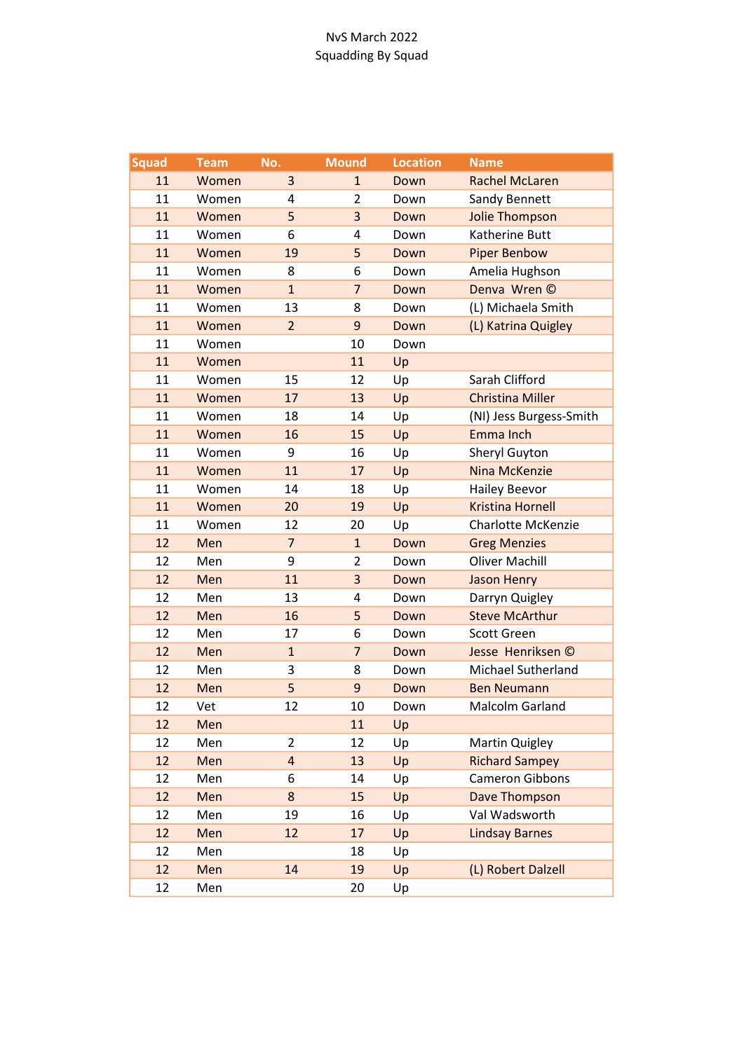NvS March 2022

Squadding By Squad

| Squad | Team | No. | Mound | Location | Name |
|---|---|---|---|---|---|
| 11 | Women | 3 | 1 | Down | Rachel McLaren |
| 11 | Women | 4 | 2 | Down | Sandy Bennett |
| 11 | Women | 5 | 3 | Down | Jolie Thompson |
| 11 | Women | 6 | 4 | Down | Katherine Butt |
| 11 | Women | 19 | 5 | Down | Piper Benbow |
| 11 | Women | 8 | 6 | Down | Amelia Hughson |
| 11 | Women | 1 | 7 | Down | Denva Wren © |
| 11 | Women | 13 | 8 | Down | (L) Michaela Smith |
| 11 | Women | 2 | 9 | Down | (L) Katrina Quigley |
| 11 | Women | | 10 | Down | |
| 11 | Women | | 11 | Up | |
| 11 | Women | 15 | 12 | Up | Sarah Clifford |
| 11 | Women | 17 | 13 | Up | Christina Miller |
| 11 | Women | 18 | 14 | Up | (NI) Jess Burgess-Smith |
| 11 | Women | 16 | 15 | Up | Emma Inch |
| 11 | Women | 9 | 16 | Up | Sheryl Guyton |
| 11 | Women | 11 | 17 | Up | Nina McKenzie |
| 11 | Women | 14 | 18 | Up | Hailey Beevor |
| 11 | Women | 20 | 19 | Up | Kristina Hornell |
| 11 | Women | 12 | 20 | Up | Charlotte McKenzie |
| 12 | Men | 7 | 1 | Down | Greg Menzies |
| 12 | Men | 9 | 2 | Down | Oliver Machill |
| 12 | Men | 11 | 3 | Down | Jason Henry |
| 12 | Men | 13 | 4 | Down | Darryn Quigley |
| 12 | Men | 16 | 5 | Down | Steve McArthur |
| 12 | Men | 17 | 6 | Down | Scott Green |
| 12 | Men | 1 | 7 | Down | Jesse Henriksen © |
| 12 | Men | 3 | 8 | Down | Michael Sutherland |
| 12 | Men | 5 | 9 | Down | Ben Neumann |
| 12 | Vet | 12 | 10 | Down | Malcolm Garland |
| 12 | Men | | 11 | Up | |
| 12 | Men | 2 | 12 | Up | Martin Quigley |
| 12 | Men | 4 | 13 | Up | Richard Sampey |
| 12 | Men | 6 | 14 | Up | Cameron Gibbons |
| 12 | Men | 8 | 15 | Up | Dave Thompson |
| 12 | Men | 19 | 16 | Up | Val Wadsworth |
| 12 | Men | 12 | 17 | Up | Lindsay Barnes |
| 12 | Men | | 18 | Up | |
| 12 | Men | 14 | 19 | Up | (L) Robert Dalzell |
| 12 | Men | | 20 | Up | |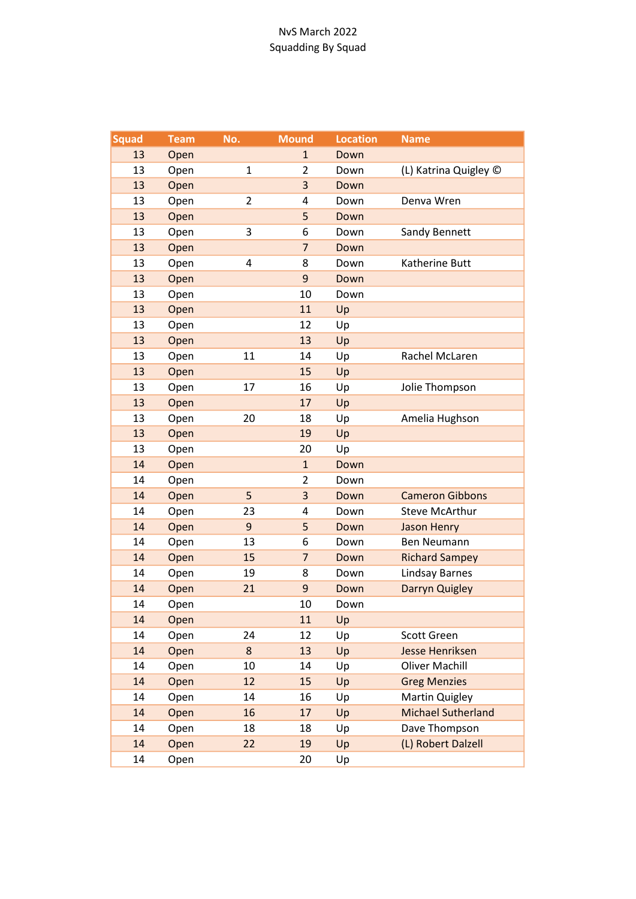NvS March 2022

Squadding By Squad

| Squad | Team | No. | Mound | Location | Name |
| --- | --- | --- | --- | --- | --- |
| 13 | Open | | 1 | Down | |
| 13 | Open | 1 | 2 | Down | (L) Katrina Quigley © |
| 13 | Open | | 3 | Down | |
| 13 | Open | 2 | 4 | Down | Denva Wren |
| 13 | Open | | 5 | Down | |
| 13 | Open | 3 | 6 | Down | Sandy Bennett |
| 13 | Open | | 7 | Down | |
| 13 | Open | 4 | 8 | Down | Katherine Butt |
| 13 | Open | | 9 | Down | |
| 13 | Open | | 10 | Down | |
| 13 | Open | | 11 | Up | |
| 13 | Open | | 12 | Up | |
| 13 | Open | | 13 | Up | |
| 13 | Open | 11 | 14 | Up | Rachel McLaren |
| 13 | Open | | 15 | Up | |
| 13 | Open | 17 | 16 | Up | Jolie Thompson |
| 13 | Open | | 17 | Up | |
| 13 | Open | 20 | 18 | Up | Amelia Hughson |
| 13 | Open | | 19 | Up | |
| 13 | Open | | 20 | Up | |
| 14 | Open | | 1 | Down | |
| 14 | Open | | 2 | Down | |
| 14 | Open | 5 | 3 | Down | Cameron Gibbons |
| 14 | Open | 23 | 4 | Down | Steve McArthur |
| 14 | Open | 9 | 5 | Down | Jason Henry |
| 14 | Open | 13 | 6 | Down | Ben Neumann |
| 14 | Open | 15 | 7 | Down | Richard Sampey |
| 14 | Open | 19 | 8 | Down | Lindsay Barnes |
| 14 | Open | 21 | 9 | Down | Darryn Quigley |
| 14 | Open | | 10 | Down | |
| 14 | Open | | 11 | Up | |
| 14 | Open | 24 | 12 | Up | Scott Green |
| 14 | Open | 8 | 13 | Up | Jesse Henriksen |
| 14 | Open | 10 | 14 | Up | Oliver Machill |
| 14 | Open | 12 | 15 | Up | Greg Menzies |
| 14 | Open | 14 | 16 | Up | Martin Quigley |
| 14 | Open | 16 | 17 | Up | Michael Sutherland |
| 14 | Open | 18 | 18 | Up | Dave Thompson |
| 14 | Open | 22 | 19 | Up | (L) Robert Dalzell |
| 14 | Open | | 20 | Up | |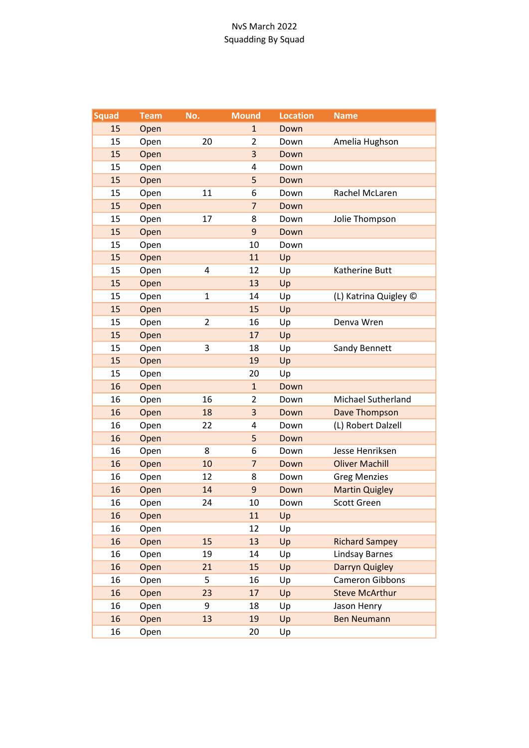NvS March 2022
Squadding By Squad

| Squad | Team | No. | Mound | Location | Name |
| --- | --- | --- | --- | --- | --- |
| 15 | Open | | 1 | Down | |
| 15 | Open | 20 | 2 | Down | Amelia Hughson |
| 15 | Open | | 3 | Down | |
| 15 | Open | | 4 | Down | |
| 15 | Open | | 5 | Down | |
| 15 | Open | 11 | 6 | Down | Rachel McLaren |
| 15 | Open | | 7 | Down | |
| 15 | Open | 17 | 8 | Down | Jolie Thompson |
| 15 | Open | | 9 | Down | |
| 15 | Open | | 10 | Down | |
| 15 | Open | | 11 | Up | |
| 15 | Open | 4 | 12 | Up | Katherine Butt |
| 15 | Open | | 13 | Up | |
| 15 | Open | 1 | 14 | Up | (L) Katrina Quigley © |
| 15 | Open | | 15 | Up | |
| 15 | Open | 2 | 16 | Up | Denva Wren |
| 15 | Open | | 17 | Up | |
| 15 | Open | 3 | 18 | Up | Sandy Bennett |
| 15 | Open | | 19 | Up | |
| 15 | Open | | 20 | Up | |
| 16 | Open | | 1 | Down | |
| 16 | Open | 16 | 2 | Down | Michael Sutherland |
| 16 | Open | 18 | 3 | Down | Dave Thompson |
| 16 | Open | 22 | 4 | Down | (L) Robert Dalzell |
| 16 | Open | | 5 | Down | |
| 16 | Open | 8 | 6 | Down | Jesse Henriksen |
| 16 | Open | 10 | 7 | Down | Oliver Machill |
| 16 | Open | 12 | 8 | Down | Greg Menzies |
| 16 | Open | 14 | 9 | Down | Martin Quigley |
| 16 | Open | 24 | 10 | Down | Scott Green |
| 16 | Open | | 11 | Up | |
| 16 | Open | | 12 | Up | |
| 16 | Open | 15 | 13 | Up | Richard Sampey |
| 16 | Open | 19 | 14 | Up | Lindsay Barnes |
| 16 | Open | 21 | 15 | Up | Darryn Quigley |
| 16 | Open | 5 | 16 | Up | Cameron Gibbons |
| 16 | Open | 23 | 17 | Up | Steve McArthur |
| 16 | Open | 9 | 18 | Up | Jason Henry |
| 16 | Open | 13 | 19 | Up | Ben Neumann |
| 16 | Open | | 20 | Up | |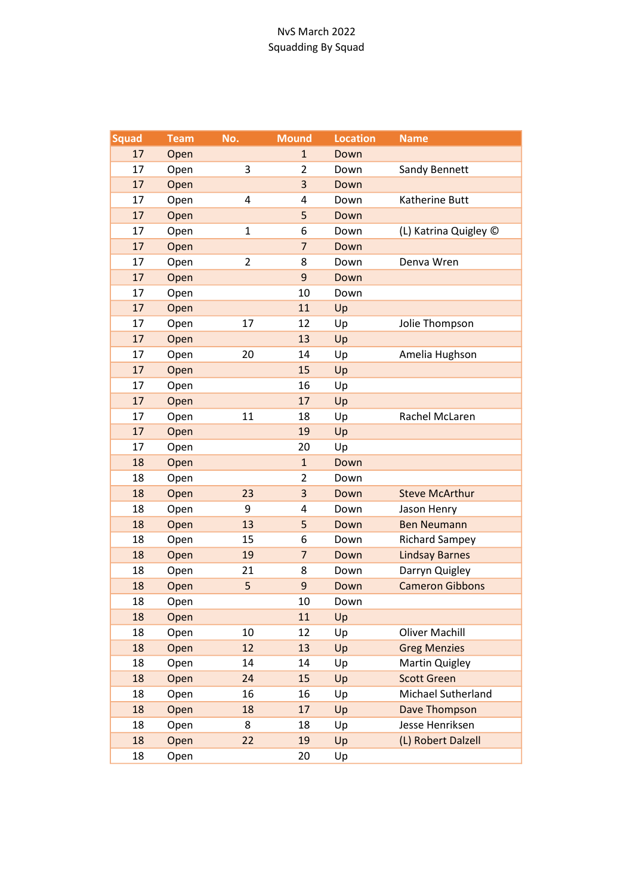NvS March 2022

Squadding By Squad

| Squad | Team | No. | Mound | Location | Name |
|---|---|---|---|---|---|
| 17 | Open | | 1 | Down | |
| 17 | Open | 3 | 2 | Down | Sandy Bennett |
| 17 | Open | | 3 | Down | |
| 17 | Open | 4 | 4 | Down | Katherine Butt |
| 17 | Open | | 5 | Down | |
| 17 | Open | 1 | 6 | Down | (L) Katrina Quigley © |
| 17 | Open | | 7 | Down | |
| 17 | Open | 2 | 8 | Down | Denva Wren |
| 17 | Open | | 9 | Down | |
| 17 | Open | | 10 | Down | |
| 17 | Open | | 11 | Up | |
| 17 | Open | 17 | 12 | Up | Jolie Thompson |
| 17 | Open | | 13 | Up | |
| 17 | Open | 20 | 14 | Up | Amelia Hughson |
| 17 | Open | | 15 | Up | |
| 17 | Open | | 16 | Up | |
| 17 | Open | | 17 | Up | |
| 17 | Open | 11 | 18 | Up | Rachel McLaren |
| 17 | Open | | 19 | Up | |
| 17 | Open | | 20 | Up | |
| 18 | Open | | 1 | Down | |
| 18 | Open | | 2 | Down | |
| 18 | Open | 23 | 3 | Down | Steve McArthur |
| 18 | Open | 9 | 4 | Down | Jason Henry |
| 18 | Open | 13 | 5 | Down | Ben Neumann |
| 18 | Open | 15 | 6 | Down | Richard Sampey |
| 18 | Open | 19 | 7 | Down | Lindsay Barnes |
| 18 | Open | 21 | 8 | Down | Darryn Quigley |
| 18 | Open | 5 | 9 | Down | Cameron Gibbons |
| 18 | Open | | 10 | Down | |
| 18 | Open | | 11 | Up | |
| 18 | Open | 10 | 12 | Up | Oliver Machill |
| 18 | Open | 12 | 13 | Up | Greg Menzies |
| 18 | Open | 14 | 14 | Up | Martin Quigley |
| 18 | Open | 24 | 15 | Up | Scott Green |
| 18 | Open | 16 | 16 | Up | Michael Sutherland |
| 18 | Open | 18 | 17 | Up | Dave Thompson |
| 18 | Open | 8 | 18 | Up | Jesse Henriksen |
| 18 | Open | 22 | 19 | Up | (L) Robert Dalzell |
| 18 | Open | | 20 | Up | |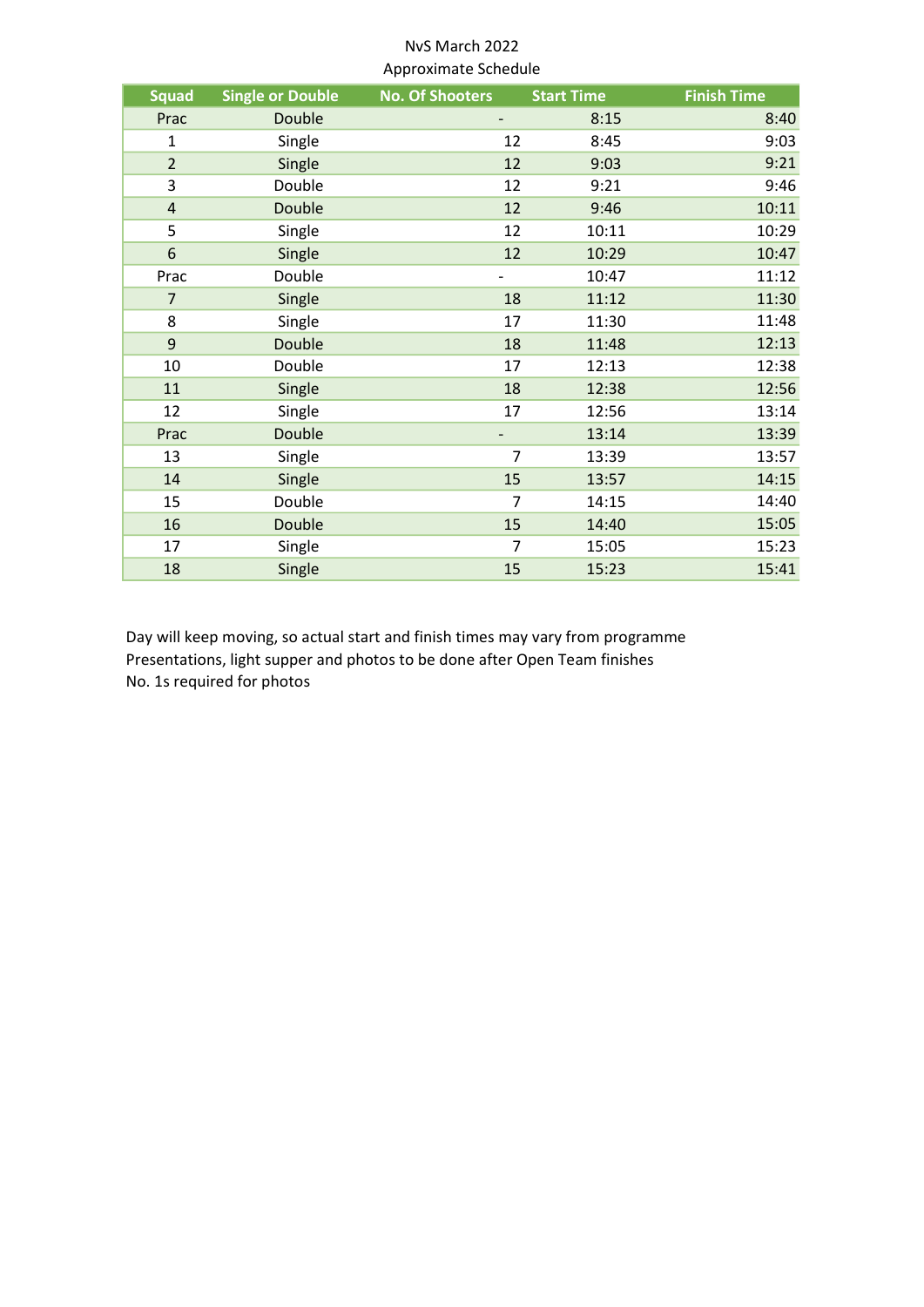NvS March 2022

Approximate Schedule

| Squad | Single or Double | No. Of Shooters | Start Time | Finish Time |
|---|---|---|---|---|
| Prac | Double | - | 8:15 | 8:40 |
| 1 | Single | 12 | 8:45 | 9:03 |
| 2 | Single | 12 | 9:03 | 9:21 |
| 3 | Double | 12 | 9:21 | 9:46 |
| 4 | Double | 12 | 9:46 | 10:11 |
| 5 | Single | 12 | 10:11 | 10:29 |
| 6 | Single | 12 | 10:29 | 10:47 |
| Prac | Double | - | 10:47 | 11:12 |
| 7 | Single | 18 | 11:12 | 11:30 |
| 8 | Single | 17 | 11:30 | 11:48 |
| 9 | Double | 18 | 11:48 | 12:13 |
| 10 | Double | 17 | 12:13 | 12:38 |
| 11 | Single | 18 | 12:38 | 12:56 |
| 12 | Single | 17 | 12:56 | 13:14 |
| Prac | Double | - | 13:14 | 13:39 |
| 13 | Single | 7 | 13:39 | 13:57 |
| 14 | Single | 15 | 13:57 | 14:15 |
| 15 | Double | 7 | 14:15 | 14:40 |
| 16 | Double | 15 | 14:40 | 15:05 |
| 17 | Single | 7 | 15:05 | 15:23 |
| 18 | Single | 15 | 15:23 | 15:41 |

Day will keep moving, so actual start and finish times may vary from programme

Presentations, light supper and photos to be done after Open Team finishes

No. 1s required for photos